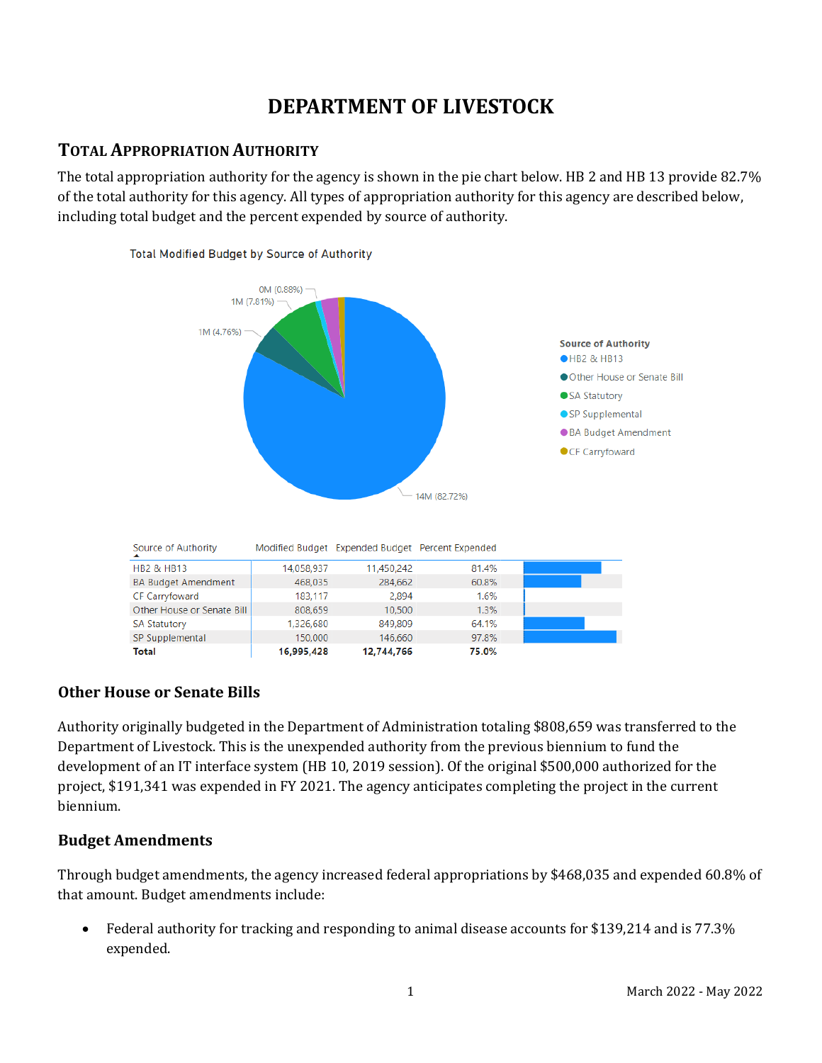# DEPARTMENT OF LIVESTOCK

## TOTAL APPROPRIATION AUTHORITY

The total appropriation authority for the agency is shown in the pie chart below. HB 2 and HB 13 provide 82.7% of the total authority for this agency. All types of appropriation authority for this agency are described below, including total budget and the percent expended by source of authority.

Total Modified Budget by Source of Authority

| Source of Authority | Modified Budget | Expended Budget | Percent Expended |
|---|---|---|---|
| HB2 & HB13 | 14,058,937 | 11,450,242 | 81.4% |
| BA Budget Amendment | 468,035 | 284,662 | 60.8% |
| CF Carryfoward | 183,117 | 2,894 | 1.6% |
| Other House or Senate Bill | 808,659 | 10,500 | 1.3% |
| SA Statutory | 1,326,680 | 849,809 | 64.1% |
| SP Supplemental | 150,000 | 146,660 | 97.8% |
| **Total** | **16,995,428** | **12,744,766** | **75.0%** |

### Other House or Senate Bills

Authority originally budgeted in the Department of Administration totaling $808,659 was transferred to the Department of Livestock. This is the unexpended authority from the previous biennium to fund the development of an IT interface system (HB 10, 2019 session). Of the original $500,000 authorized for the project, $191,341 was expended in FY 2021. The agency anticipates completing the project in the current biennium.

### Budget Amendments

Through budget amendments, the agency increased federal appropriations by $468,035 and expended 60.8% of that amount. Budget amendments include:

- Federal authority for tracking and responding to animal disease accounts for $139,214 and is 77.3% expended.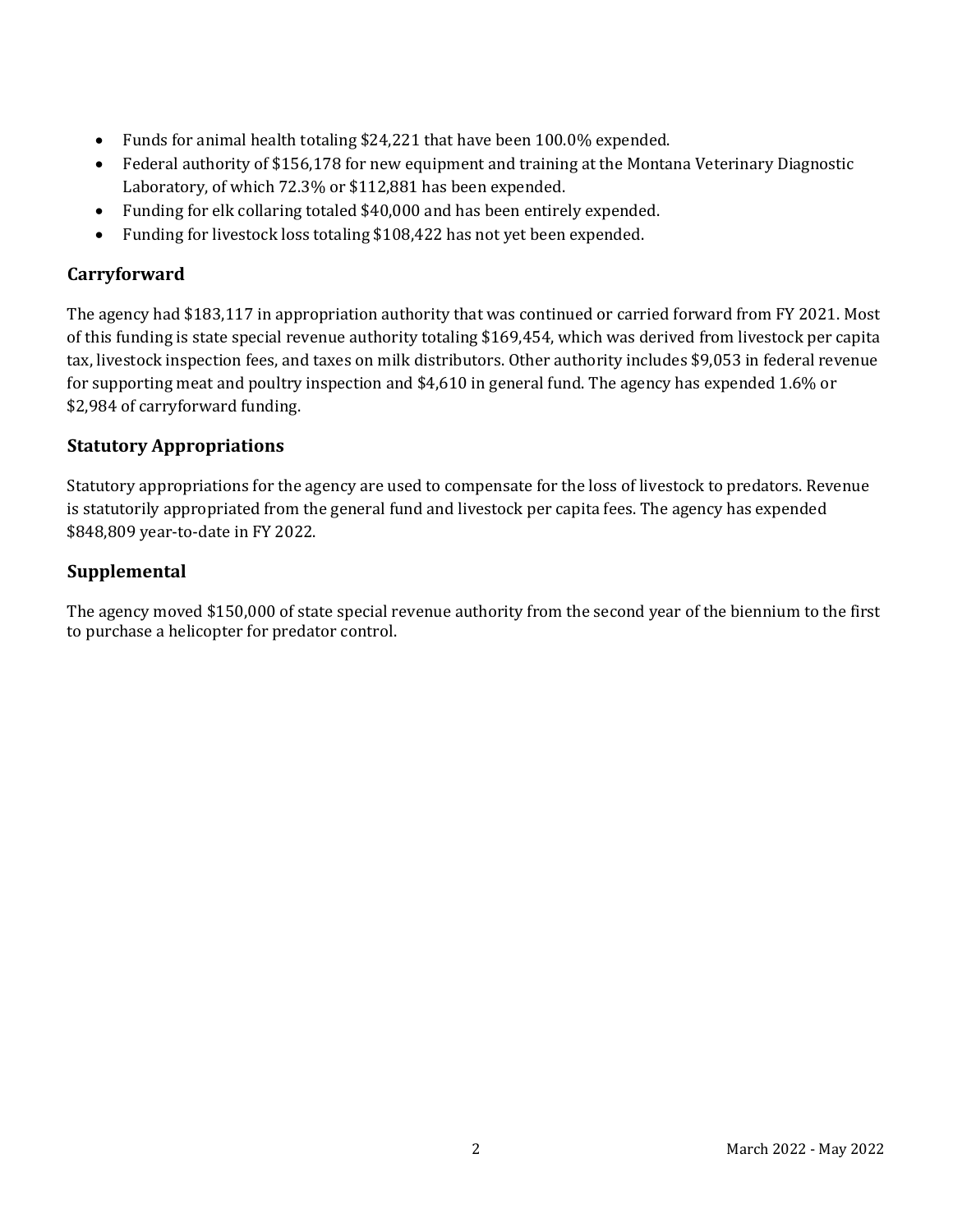- Funds for animal health totaling $24,221 that have been 100.0% expended.
- Federal authority of $156,178 for new equipment and training at the Montana Veterinary Diagnostic Laboratory, of which 72.3% or $112,881 has been expended.
- Funding for elk collaring totaled $40,000 and has been entirely expended.
- Funding for livestock loss totaling $108,422 has not yet been expended.

## Carryforward

The agency had $183,117 in appropriation authority that was continued or carried forward from FY 2021. Most of this funding is state special revenue authority totaling $169,454, which was derived from livestock per capita tax, livestock inspection fees, and taxes on milk distributors. Other authority includes $9,053 in federal revenue for supporting meat and poultry inspection and $4,610 in general fund. The agency has expended 1.6% or $2,984 of carryforward funding.

## Statutory Appropriations

Statutory appropriations for the agency are used to compensate for the loss of livestock to predators. Revenue is statutorily appropriated from the general fund and livestock per capita fees. The agency has expended $848,809 year-to-date in FY 2022.

## Supplemental

The agency moved $150,000 of state special revenue authority from the second year of the biennium to the first to purchase a helicopter for predator control.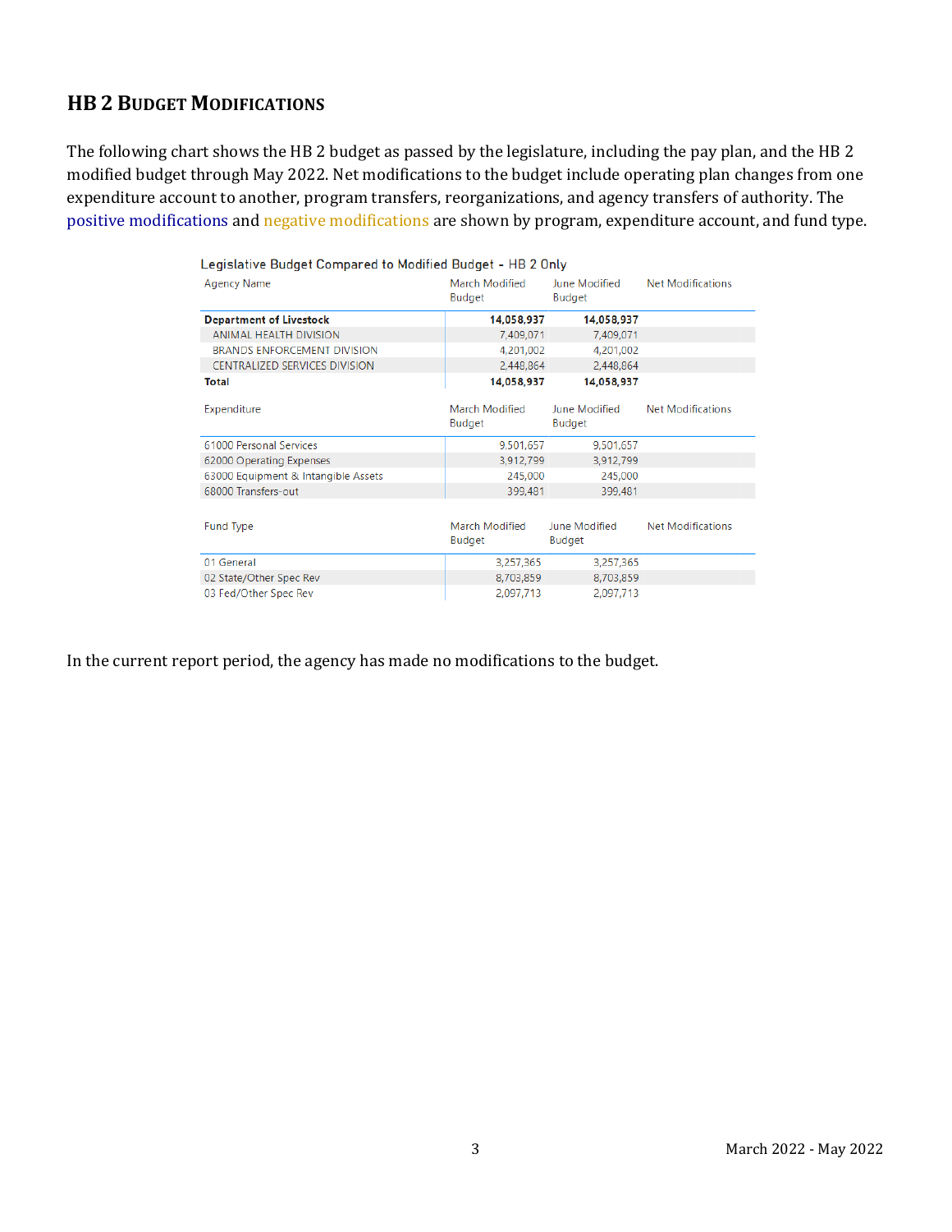## HB 2 Budget Modifications

The following chart shows the HB 2 budget as passed by the legislature, including the pay plan, and the HB 2 modified budget through May 2022. Net modifications to the budget include operating plan changes from one expenditure account to another, program transfers, reorganizations, and agency transfers of authority. The positive modifications and negative modifications are shown by program, expenditure account, and fund type.

Legislative Budget Compared to Modified Budget - HB 2 Only

| Agency Name | March Modified Budget | June Modified Budget | Net Modifications |
|---|---|---|---|
| **Department of Livestock** | **14,058,937** | **14,058,937** | |
| ANIMAL HEALTH DIVISION | 7,409,071 | 7,409,071 | |
| BRANDS ENFORCEMENT DIVISION | 4,201,002 | 4,201,002 | |
| CENTRALIZED SERVICES DIVISION | 2,448,864 | 2,448,864 | |
| **Total** | **14,058,937** | **14,058,937** | |

| Expenditure | March Modified Budget | June Modified Budget | Net Modifications |
|---|---|---|---|
| 61000 Personal Services | 9,501,657 | 9,501,657 | |
| 62000 Operating Expenses | 3,912,799 | 3,912,799 | |
| 63000 Equipment & Intangible Assets | 245,000 | 245,000 | |
| 68000 Transfers-out | 399,481 | 399,481 | |

| Fund Type | March Modified Budget | June Modified Budget | Net Modifications |
|---|---|---|---|
| 01 General | 3,257,365 | 3,257,365 | |
| 02 State/Other Spec Rev | 8,703,859 | 8,703,859 | |
| 03 Fed/Other Spec Rev | 2,097,713 | 2,097,713 | |

In the current report period, the agency has made no modifications to the budget.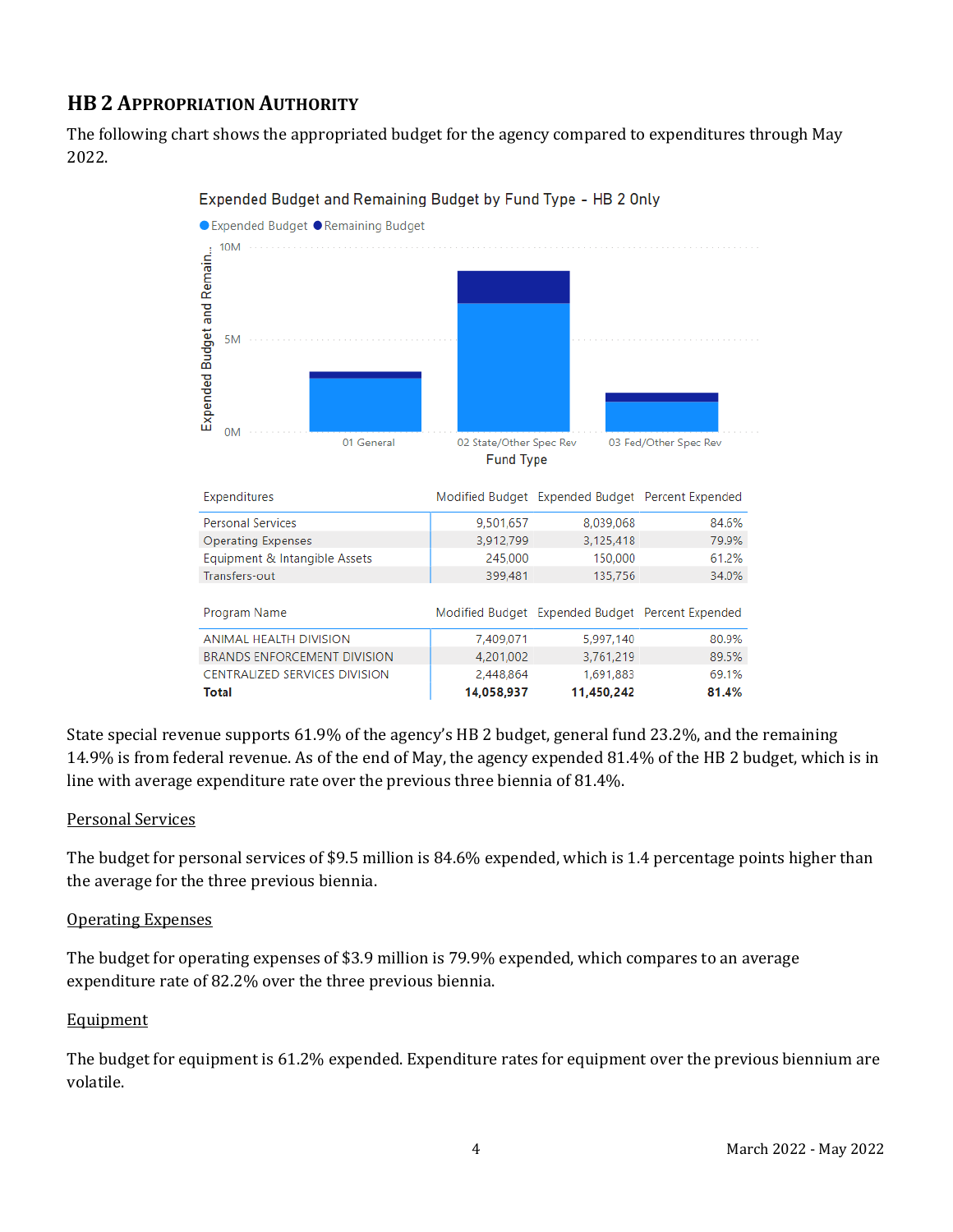## HB 2 Appropriation Authority

The following chart shows the appropriated budget for the agency compared to expenditures through May 2022.

Expended Budget and Remaining Budget by Fund Type - HB 2 Only

| Expenditures | Modified Budget | Expended Budget | Percent Expended |
|---|---|---|---|
| Personal Services | 9,501,657 | 8,039,068 | 84.6% |
| Operating Expenses | 3,912,799 | 3,125,418 | 79.9% |
| Equipment & Intangible Assets | 245,000 | 150,000 | 61.2% |
| Transfers-out | 399,481 | 135,756 | 34.0% |

| Program Name | Modified Budget | Expended Budget | Percent Expended |
|---|---|---|---|
| ANIMAL HEALTH DIVISION | 7,409,071 | 5,997,140 | 80.9% |
| BRANDS ENFORCEMENT DIVISION | 4,201,002 | 3,761,219 | 89.5% |
| CENTRALIZED SERVICES DIVISION | 2,448,864 | 1,691,883 | 69.1% |
| **Total** | **14,058,937** | **11,450,242** | **81.4%** |

State special revenue supports 61.9% of the agency's HB 2 budget, general fund 23.2%, and the remaining 14.9% is from federal revenue. As of the end of May, the agency expended 81.4% of the HB 2 budget, which is in line with average expenditure rate over the previous three biennia of 81.4%.

### Personal Services

The budget for personal services of $9.5 million is 84.6% expended, which is 1.4 percentage points higher than the average for the three previous biennia.

### Operating Expenses

The budget for operating expenses of $3.9 million is 79.9% expended, which compares to an average expenditure rate of 82.2% over the three previous biennia.

### Equipment

The budget for equipment is 61.2% expended. Expenditure rates for equipment over the previous biennium are volatile.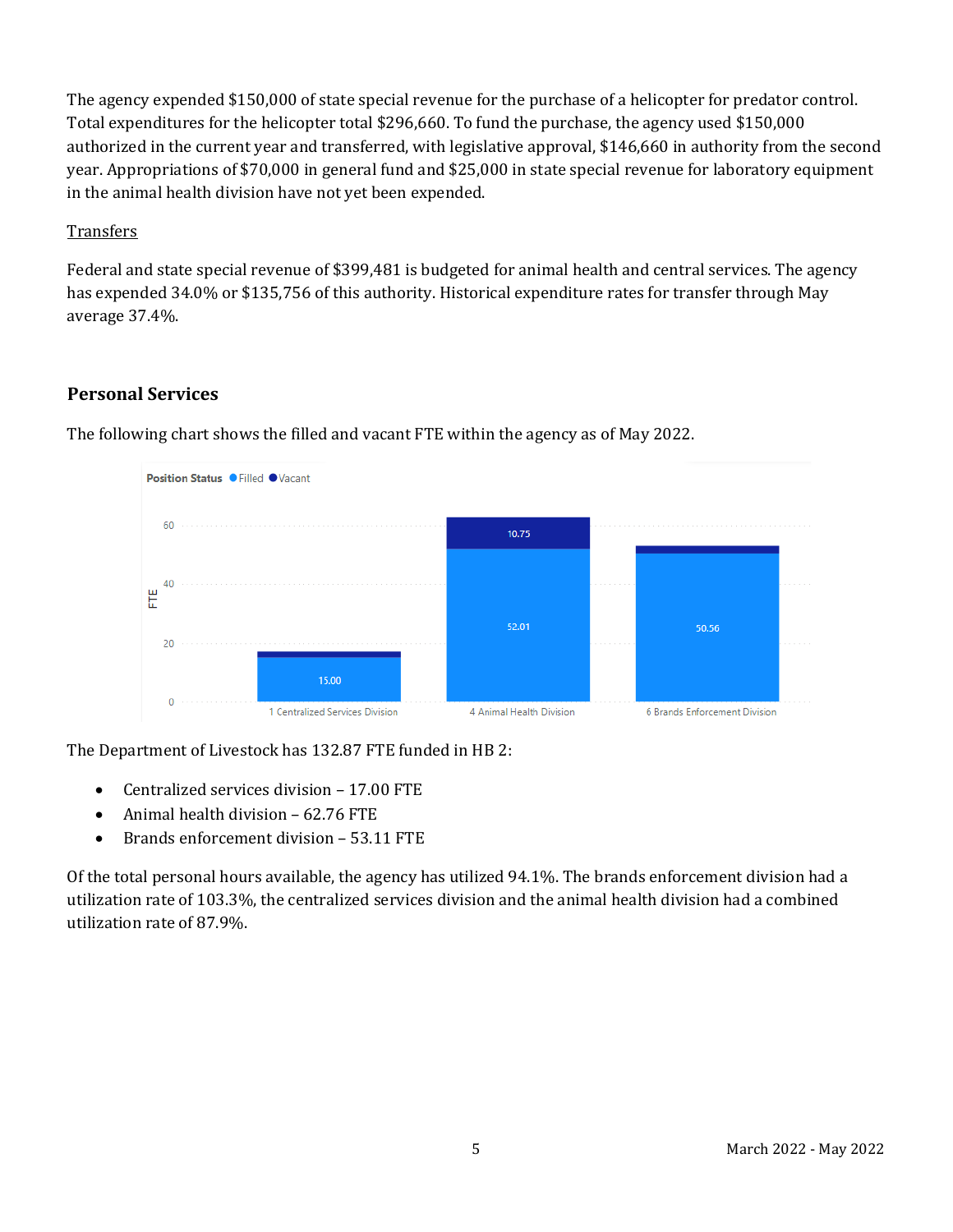The agency expended $150,000 of state special revenue for the purchase of a helicopter for predator control. Total expenditures for the helicopter total $296,660. To fund the purchase, the agency used $150,000 authorized in the current year and transferred, with legislative approval, $146,660 in authority from the second year. Appropriations of $70,000 in general fund and $25,000 in state special revenue for laboratory equipment in the animal health division have not yet been expended.

<u>Transfers</u>

Federal and state special revenue of $399,481 is budgeted for animal health and central services. The agency has expended 34.0% or $135,756 of this authority. Historical expenditure rates for transfer through May average 37.4%.

## Personal Services

The following chart shows the filled and vacant FTE within the agency as of May 2022.

Position Status ● Filled ● Vacant

| Division | Filled | Vacant |
|---|---|---|
| 1 Centralized Services Division | 15.00 | |
| 4 Animal Health Division | 52.01 | 10.75 |
| 6 Brands Enforcement Division | 50.56 | |

The Department of Livestock has 132.87 FTE funded in HB 2:

- Centralized services division – 17.00 FTE
- Animal health division – 62.76 FTE
- Brands enforcement division – 53.11 FTE

Of the total personal hours available, the agency has utilized 94.1%. The brands enforcement division had a utilization rate of 103.3%, the centralized services division and the animal health division had a combined utilization rate of 87.9%.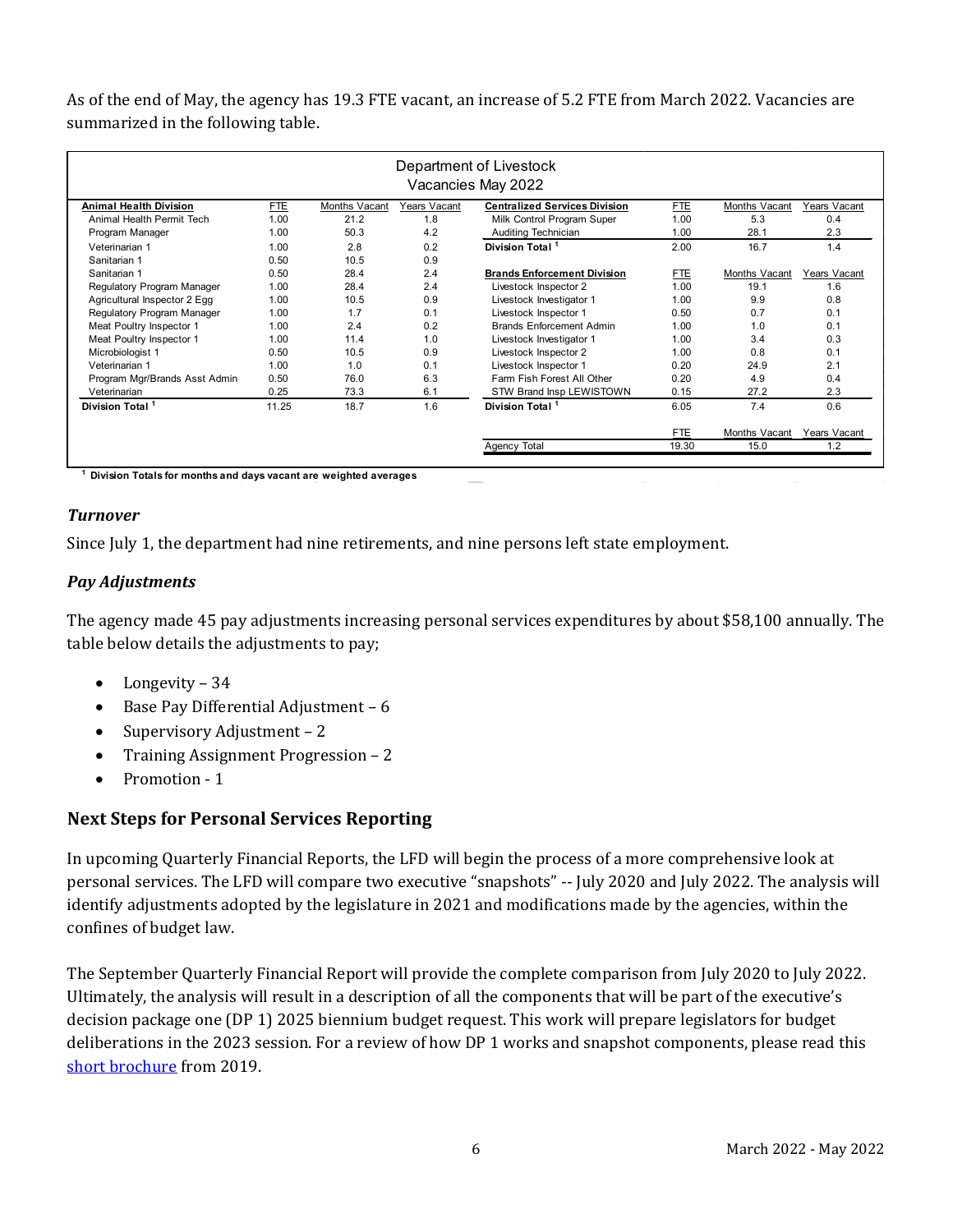As of the end of May, the agency has 19.3 FTE vacant, an increase of 5.2 FTE from March 2022. Vacancies are summarized in the following table.

Department of Livestock
Vacancies May 2022

| Animal Health Division | FTE | Months Vacant | Years Vacant |
|---|---|---|---|
| Animal Health Permit Tech | 1.00 | 21.2 | 1.8 |
| Program Manager | 1.00 | 50.3 | 4.2 |
| Veterinarian 1 | 1.00 | 2.8 | 0.2 |
| Sanitarian 1 | 0.50 | 10.5 | 0.9 |
| Sanitarian 1 | 0.50 | 28.4 | 2.4 |
| Regulatory Program Manager | 1.00 | 28.4 | 2.4 |
| Agricultural Inspector 2 Egg | 1.00 | 10.5 | 0.9 |
| Regulatory Program Manager | 1.00 | 1.7 | 0.1 |
| Meat Poultry Inspector 1 | 1.00 | 2.4 | 0.2 |
| Meat Poultry Inspector 1 | 1.00 | 11.4 | 1.0 |
| Microbiologist 1 | 0.50 | 10.5 | 0.9 |
| Veterinarian 1 | 1.00 | 1.0 | 0.1 |
| Program Mgr/Brands Asst Admin | 0.50 | 76.0 | 6.3 |
| Veterinarian | 0.25 | 73.3 | 6.1 |
| **Division Total [1]** | 11.25 | 18.7 | 1.6 |

| Centralized Services Division | FTE | Months Vacant | Years Vacant |
|---|---|---|---|
| Milk Control Program Super | 1.00 | 5.3 | 0.4 |
| Auditing Technician | 1.00 | 28.1 | 2.3 |
| **Division Total [1]** | 2.00 | 16.7 | 1.4 |

| Brands Enforcement Division | FTE | Months Vacant | Years Vacant |
|---|---|---|---|
| Livestock Inspector 2 | 1.00 | 19.1 | 1.6 |
| Livestock Investigator 1 | 1.00 | 9.9 | 0.8 |
| Livestock Inspector 1 | 0.50 | 0.7 | 0.1 |
| Brands Enforcement Admin | 1.00 | 1.0 | 0.1 |
| Livestock Investigator 1 | 1.00 | 3.4 | 0.3 |
| Livestock Inspector 2 | 1.00 | 0.8 | 0.1 |
| Livestock Inspector 1 | 0.20 | 24.9 | 2.1 |
| Farm Fish Forest All Other | 0.20 | 4.9 | 0.4 |
| STW Brand Insp LEWISTOWN | 0.15 | 27.2 | 2.3 |
| **Division Total [1]** | 6.05 | 7.4 | 0.6 |

| | FTE | Months Vacant | Years Vacant |
|---|---|---|---|
| Agency Total | 19.30 | 15.0 | 1.2 |

[1] **Division Totals for months and days vacant are weighted averages**

### *Turnover*

Since July 1, the department had nine retirements, and nine persons left state employment.

### *Pay Adjustments*

The agency made 45 pay adjustments increasing personal services expenditures by about $58,100 annually. The table below details the adjustments to pay;

- Longevity – 34
- Base Pay Differential Adjustment – 6
- Supervisory Adjustment – 2
- Training Assignment Progression – 2
- Promotion - 1

## Next Steps for Personal Services Reporting

In upcoming Quarterly Financial Reports, the LFD will begin the process of a more comprehensive look at personal services. The LFD will compare two executive "snapshots" -- July 2020 and July 2022. The analysis will identify adjustments adopted by the legislature in 2021 and modifications made by the agencies, within the confines of budget law.

The September Quarterly Financial Report will provide the complete comparison from July 2020 to July 2022. Ultimately, the analysis will result in a description of all the components that will be part of the executive's decision package one (DP 1) 2025 biennium budget request. This work will prepare legislators for budget deliberations in the 2023 session. For a review of how DP 1 works and snapshot components, please read this short brochure from 2019.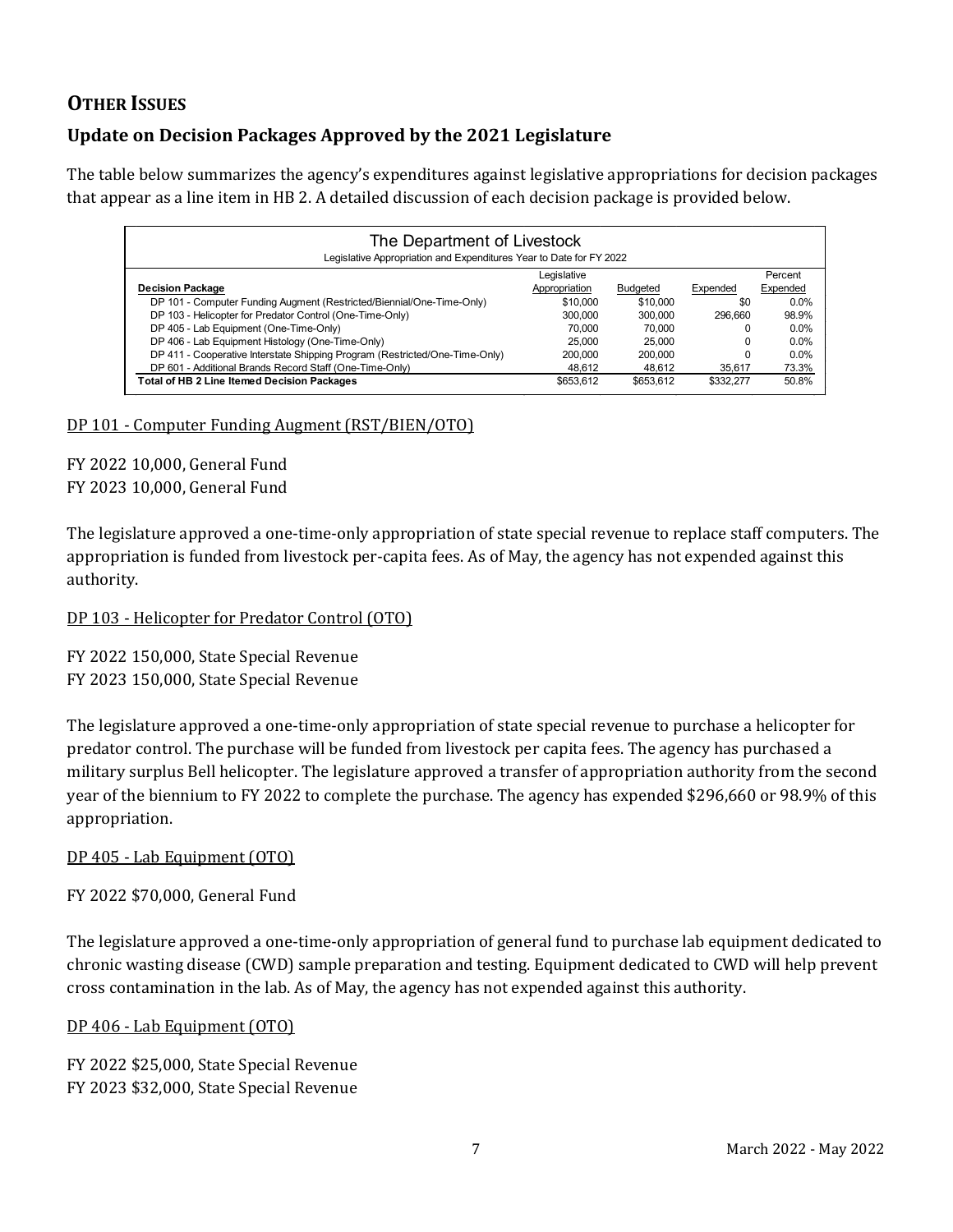## OTHER ISSUES

### Update on Decision Packages Approved by the 2021 Legislature

The table below summarizes the agency's expenditures against legislative appropriations for decision packages that appear as a line item in HB 2. A detailed discussion of each decision package is provided below.

| The Department of Livestock<br>Legislative Appropriation and Expenditures Year to Date for FY 2022 | | | | |
|---|---|---|---|---|
| **Decision Package** | Legislative Appropriation | Budgeted | Expended | Percent Expended |
| DP 101 - Computer Funding Augment (Restricted/Biennial/One-Time-Only) | $10,000 | $10,000 | $0 | 0.0% |
| DP 103 - Helicopter for Predator Control (One-Time-Only) | 300,000 | 300,000 | 296,660 | 98.9% |
| DP 405 - Lab Equipment (One-Time-Only) | 70,000 | 70,000 | 0 | 0.0% |
| DP 406 - Lab Equipment Histology (One-Time-Only) | 25,000 | 25,000 | 0 | 0.0% |
| DP 411 - Cooperative Interstate Shipping Program (Restricted/One-Time-Only) | 200,000 | 200,000 | 0 | 0.0% |
| DP 601 - Additional Brands Record Staff (One-Time-Only) | 48,612 | 48,612 | 35,617 | 73.3% |
| **Total of HB 2 Line Itemed Decision Packages** | $653,612 | $653,612 | $332,277 | 50.8% |

DP 101 - Computer Funding Augment (RST/BIEN/OTO)

FY 2022 10,000, General Fund
FY 2023 10,000, General Fund

The legislature approved a one-time-only appropriation of state special revenue to replace staff computers. The appropriation is funded from livestock per-capita fees. As of May, the agency has not expended against this authority.

DP 103 - Helicopter for Predator Control (OTO)

FY 2022 150,000, State Special Revenue
FY 2023 150,000, State Special Revenue

The legislature approved a one-time-only appropriation of state special revenue to purchase a helicopter for predator control. The purchase will be funded from livestock per capita fees. The agency has purchased a military surplus Bell helicopter. The legislature approved a transfer of appropriation authority from the second year of the biennium to FY 2022 to complete the purchase. The agency has expended $296,660 or 98.9% of this appropriation.

DP 405 - Lab Equipment (OTO)

FY 2022 $70,000, General Fund

The legislature approved a one-time-only appropriation of general fund to purchase lab equipment dedicated to chronic wasting disease (CWD) sample preparation and testing. Equipment dedicated to CWD will help prevent cross contamination in the lab. As of May, the agency has not expended against this authority.

DP 406 - Lab Equipment (OTO)

FY 2022 $25,000, State Special Revenue
FY 2023 $32,000, State Special Revenue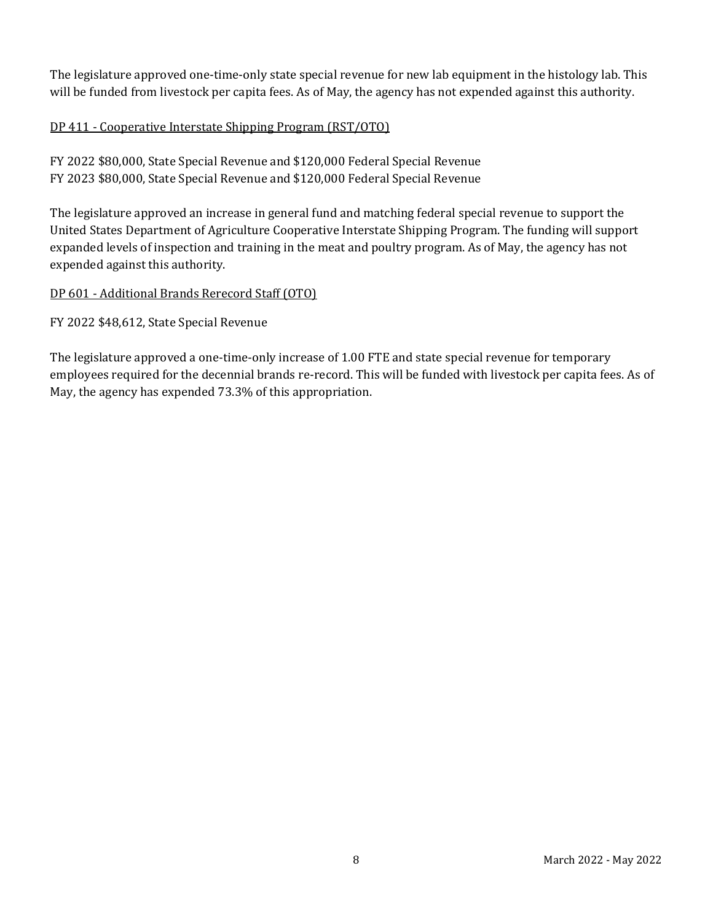The legislature approved one-time-only state special revenue for new lab equipment in the histology lab. This will be funded from livestock per capita fees. As of May, the agency has not expended against this authority.

<u>DP 411 - Cooperative Interstate Shipping Program (RST/OTO)</u>

FY 2022 $80,000, State Special Revenue and $120,000 Federal Special Revenue
FY 2023 $80,000, State Special Revenue and $120,000 Federal Special Revenue

The legislature approved an increase in general fund and matching federal special revenue to support the United States Department of Agriculture Cooperative Interstate Shipping Program. The funding will support expanded levels of inspection and training in the meat and poultry program. As of May, the agency has not expended against this authority.

<u>DP 601 - Additional Brands Rerecord Staff (OTO)</u>

FY 2022 $48,612, State Special Revenue

The legislature approved a one-time-only increase of 1.00 FTE and state special revenue for temporary employees required for the decennial brands re-record. This will be funded with livestock per capita fees. As of May, the agency has expended 73.3% of this appropriation.